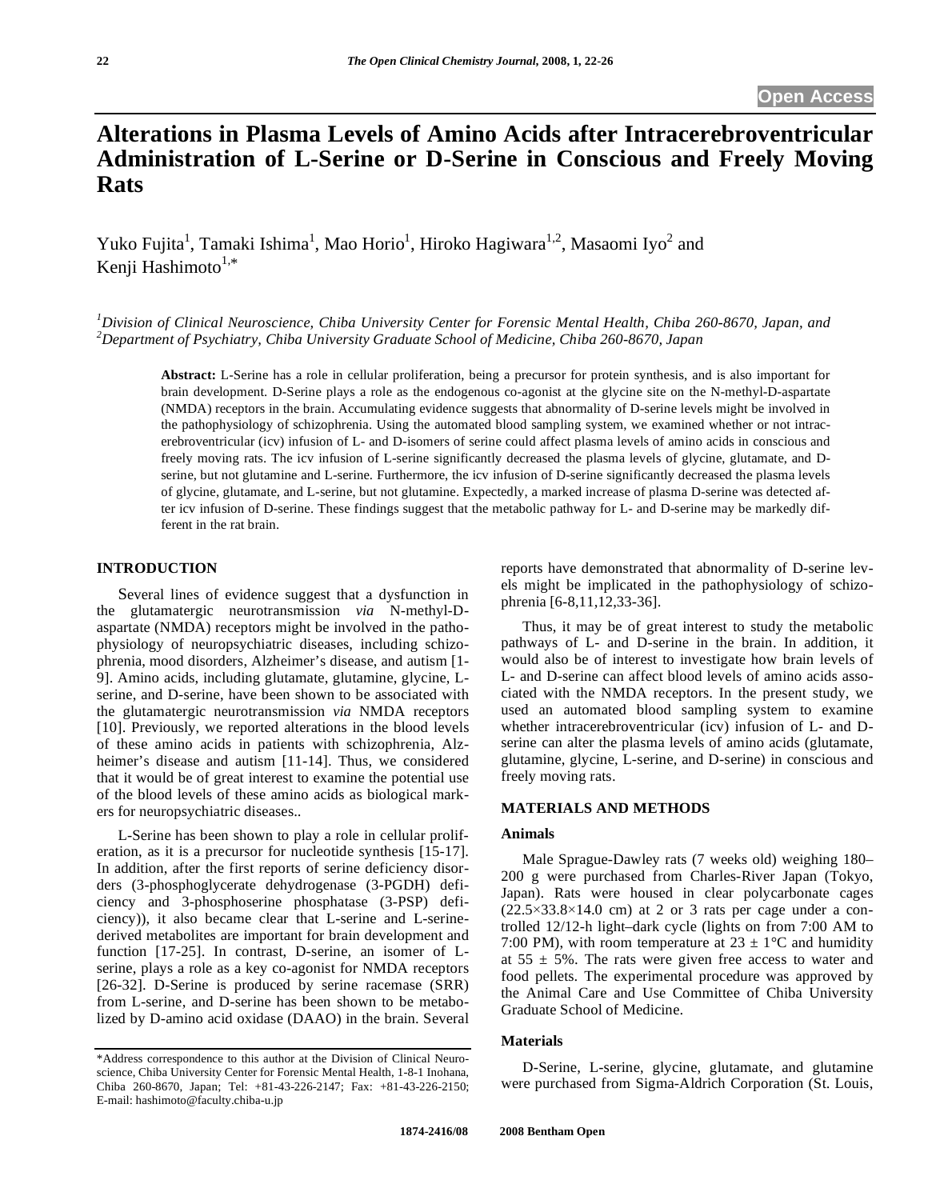Open Access

# Alterations in Plasma Levels of Amino Acids after Intracerebroventricular Administration of L-Serine or D-Serine in Conscious and Freely Moving Rats

Yuko Fujita[1], Tamaki Ishima[1], Mao Horio[1], Hiroko Hagiwara[1,2], Masaomi Iyo[2] and Kenji Hashimoto[1,*]

[1]*Division of Clinical Neuroscience, Chiba University Center for Forensic Mental Health, Chiba 260-8670, Japan, and* [2]*Department of Psychiatry, Chiba University Graduate School of Medicine, Chiba 260-8670, Japan*

**Abstract:** L-Serine has a role in cellular proliferation, being a precursor for protein synthesis, and is also important for brain development. D-Serine plays a role as the endogenous co-agonist at the glycine site on the N-methyl-D-aspartate (NMDA) receptors in the brain. Accumulating evidence suggests that abnormality of D-serine levels might be involved in the pathophysiology of schizophrenia. Using the automated blood sampling system, we examined whether or not intracerebroventricular (icv) infusion of L- and D-isomers of serine could affect plasma levels of amino acids in conscious and freely moving rats. The icv infusion of L-serine significantly decreased the plasma levels of glycine, glutamate, and D-serine, but not glutamine and L-serine. Furthermore, the icv infusion of D-serine significantly decreased the plasma levels of glycine, glutamate, and L-serine, but not glutamine. Expectedly, a marked increase of plasma D-serine was detected after icv infusion of D-serine. These findings suggest that the metabolic pathway for L- and D-serine may be markedly different in the rat brain.

## INTRODUCTION

Several lines of evidence suggest that a dysfunction in the glutamatergic neurotransmission *via* N-methyl-D-aspartate (NMDA) receptors might be involved in the pathophysiology of neuropsychiatric diseases, including schizophrenia, mood disorders, Alzheimer's disease, and autism [1-9]. Amino acids, including glutamate, glutamine, glycine, L-serine, and D-serine, have been shown to be associated with the glutamatergic neurotransmission *via* NMDA receptors [10]. Previously, we reported alterations in the blood levels of these amino acids in patients with schizophrenia, Alzheimer's disease and autism [11-14]. Thus, we considered that it would be of great interest to examine the potential use of the blood levels of these amino acids as biological markers for neuropsychiatric diseases..

L-Serine has been shown to play a role in cellular proliferation, as it is a precursor for nucleotide synthesis [15-17]. In addition, after the first reports of serine deficiency disorders (3-phosphoglycerate dehydrogenase (3-PGDH) deficiency and 3-phosphoserine phosphatase (3-PSP) deficiency)), it also became clear that L-serine and L-serine-derived metabolites are important for brain development and function [17-25]. In contrast, D-serine, an isomer of L-serine, plays a role as a key co-agonist for NMDA receptors [26-32]. D-Serine is produced by serine racemase (SRR) from L-serine, and D-serine has been shown to be metabolized by D-amino acid oxidase (DAAO) in the brain. Several reports have demonstrated that abnormality of D-serine levels might be implicated in the pathophysiology of schizophrenia [6-8,11,12,33-36].

Thus, it may be of great interest to study the metabolic pathways of L- and D-serine in the brain. In addition, it would also be of interest to investigate how brain levels of L- and D-serine can affect blood levels of amino acids associated with the NMDA receptors. In the present study, we used an automated blood sampling system to examine whether intracerebroventricular (icv) infusion of L- and D-serine can alter the plasma levels of amino acids (glutamate, glutamine, glycine, L-serine, and D-serine) in conscious and freely moving rats.

## MATERIALS AND METHODS

### Animals

Male Sprague-Dawley rats (7 weeks old) weighing 180–200 g were purchased from Charles-River Japan (Tokyo, Japan). Rats were housed in clear polycarbonate cages (22.5×33.8×14.0 cm) at 2 or 3 rats per cage under a controlled 12/12-h light–dark cycle (lights on from 7:00 AM to 7:00 PM), with room temperature at 23 ± 1°C and humidity at 55 ± 5%. The rats were given free access to water and food pellets. The experimental procedure was approved by the Animal Care and Use Committee of Chiba University Graduate School of Medicine.

### Materials

D-Serine, L-serine, glycine, glutamate, and glutamine were purchased from Sigma-Aldrich Corporation (St. Louis,

*Address correspondence to this author at the Division of Clinical Neuroscience, Chiba University Center for Forensic Mental Health, 1-8-1 Inohana, Chiba 260-8670, Japan; Tel: +81-43-226-2147; Fax: +81-43-226-2150; E-mail: hashimoto@faculty.chiba-u.jp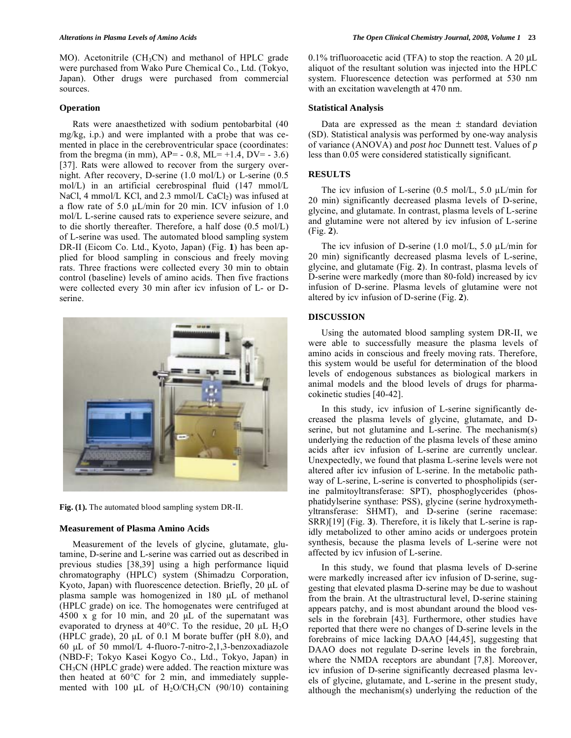MO). Acetonitrile ($CH_3CN$) and methanol of HPLC grade were purchased from Wako Pure Chemical Co., Ltd. (Tokyo, Japan). Other drugs were purchased from commercial sources.

### Operation

Rats were anaesthetized with sodium pentobarbital (40 mg/kg, i.p.) and were implanted with a probe that was cemented in place in the cerebroventricular space (coordinates: from the bregma (in mm), AP= - 0.8, ML= +1.4, DV= - 3.6) [37]. Rats were allowed to recover from the surgery overnight. After recovery, D-serine (1.0 mol/L) or L-serine (0.5 mol/L) in an artificial cerebrospinal fluid (147 mmol/L NaCl, 4 mmol/L KCl, and 2.3 mmol/L $CaCl_2$) was infused at a flow rate of 5.0 µL/min for 20 min. ICV infusion of 1.0 mol/L L-serine caused rats to experience severe seizure, and to die shortly thereafter. Therefore, a half dose (0.5 mol/L) of L-serine was used. The automated blood sampling system DR-II (Eicom Co. Ltd., Kyoto, Japan) (Fig. **1**) has been applied for blood sampling in conscious and freely moving rats. Three fractions were collected every 30 min to obtain control (baseline) levels of amino acids. Then five fractions were collected every 30 min after icv infusion of L- or D-serine.

**Fig. (1).** The automated blood sampling system DR-II.

### Measurement of Plasma Amino Acids

Measurement of the levels of glycine, glutamate, glutamine, D-serine and L-serine was carried out as described in previous studies [38,39] using a high performance liquid chromatography (HPLC) system (Shimadzu Corporation, Kyoto, Japan) with fluorescence detection. Briefly, 20 µL of plasma sample was homogenized in 180 µL of methanol (HPLC grade) on ice. The homogenates were centrifuged at 4500 x g for 10 min, and 20 µL of the supernatant was evaporated to dryness at 40°C. To the residue, 20 µL $H_2O$ (HPLC grade), 20 µL of 0.1 M borate buffer (pH 8.0), and 60 µL of 50 mmol/L 4-fluoro-7-nitro-2,1,3-benzoxadiazole (NBD-F; Tokyo Kasei Kogyo Co., Ltd., Tokyo, Japan) in $CH_3CN$ (HPLC grade) were added. The reaction mixture was then heated at 60°C for 2 min, and immediately supplemented with 100 µL of $H_2O/CH_3CN$ (90/10) containing 0.1% trifluoroacetic acid (TFA) to stop the reaction. A 20 µL aliquot of the resultant solution was injected into the HPLC system. Fluorescence detection was performed at 530 nm with an excitation wavelength at 470 nm.

### Statistical Analysis

Data are expressed as the mean ± standard deviation (SD). Statistical analysis was performed by one-way analysis of variance (ANOVA) and *post hoc* Dunnett test. Values of *p* less than 0.05 were considered statistically significant.

## RESULTS

The icv infusion of L-serine (0.5 mol/L, 5.0 µL/min for 20 min) significantly decreased plasma levels of D-serine, glycine, and glutamate. In contrast, plasma levels of L-serine and glutamine were not altered by icv infusion of L-serine (Fig. **2**).

The icv infusion of D-serine (1.0 mol/L, 5.0 µL/min for 20 min) significantly decreased plasma levels of L-serine, glycine, and glutamate (Fig. **2**). In contrast, plasma levels of D-serine were markedly (more than 80-fold) increased by icv infusion of D-serine. Plasma levels of glutamine were not altered by icv infusion of D-serine (Fig. **2**).

## DISCUSSION

Using the automated blood sampling system DR-II, we were able to successfully measure the plasma levels of amino acids in conscious and freely moving rats. Therefore, this system would be useful for determination of the blood levels of endogenous substances as biological markers in animal models and the blood levels of drugs for pharmacokinetic studies [40-42].

In this study, icv infusion of L-serine significantly decreased the plasma levels of glycine, glutamate, and D-serine, but not glutamine and L-serine. The mechanism(s) underlying the reduction of the plasma levels of these amino acids after icv infusion of L-serine are currently unclear. Unexpectedly, we found that plasma L-serine levels were not altered after icv infusion of L-serine. In the metabolic pathway of L-serine, L-serine is converted to phospholipids (serine palmitoyltransferase: SPT), phosphoglycerides (phosphatidylserine synthase: PSS), glycine (serine hydroxymethyltransferase: SHMT), and D-serine (serine racemase: SRR)[19] (Fig. **3**). Therefore, it is likely that L-serine is rapidly metabolized to other amino acids or undergoes protein synthesis, because the plasma levels of L-serine were not affected by icv infusion of L-serine.

In this study, we found that plasma levels of D-serine were markedly increased after icv infusion of D-serine, suggesting that elevated plasma D-serine may be due to washout from the brain. At the ultrastructural level, D-serine staining appears patchy, and is most abundant around the blood vessels in the forebrain [43]. Furthermore, other studies have reported that there were no changes of D-serine levels in the forebrains of mice lacking DAAO [44,45], suggesting that DAAO does not regulate D-serine levels in the forebrain, where the NMDA receptors are abundant [7,8]. Moreover, icv infusion of D-serine significantly decreased plasma levels of glycine, glutamate, and L-serine in the present study, although the mechanism(s) underlying the reduction of the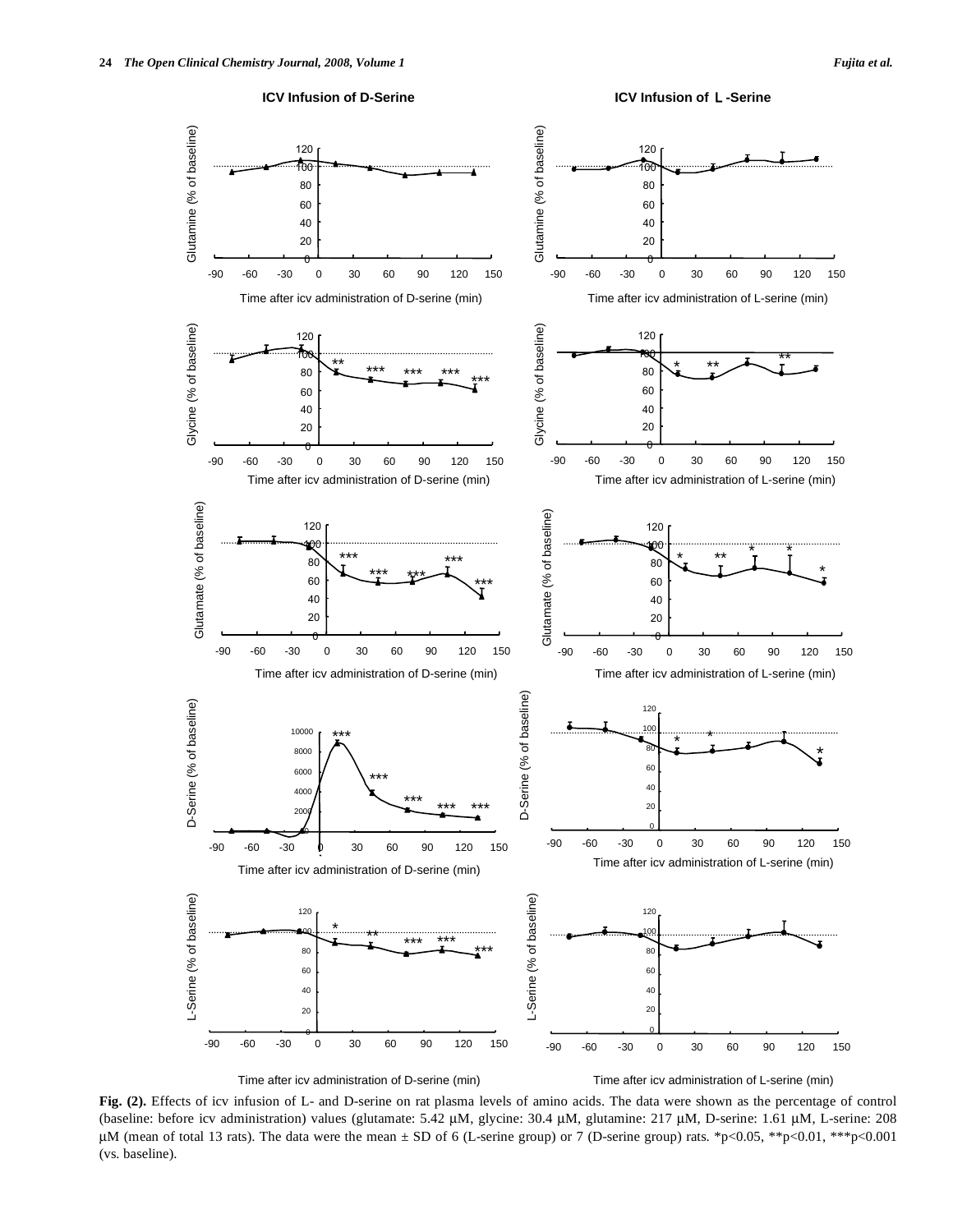**Fig. (2).** Effects of icv infusion of L- and D-serine on rat plasma levels of amino acids. The data were shown as the percentage of control (baseline: before icv administration) values (glutamate: 5.42 μM, glycine: 30.4 μM, glutamine: 217 μM, D-serine: 1.61 μM, L-serine: 208 μM (mean of total 13 rats). The data were the mean ± SD of 6 (L-serine group) or 7 (D-serine group) rats. *p<0.05, **p<0.01, ***p<0.001 (vs. baseline).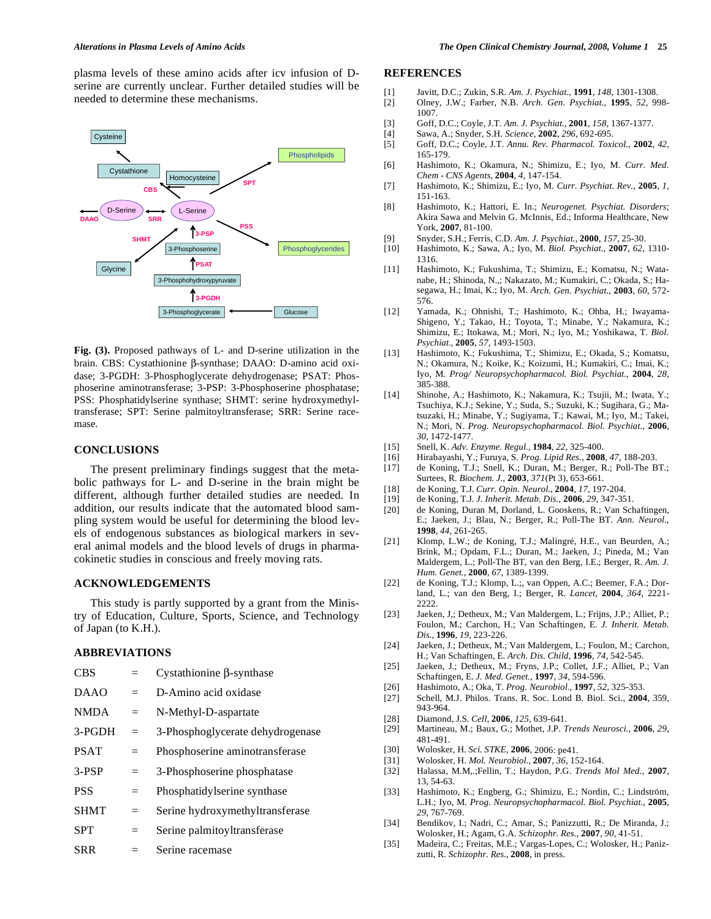plasma levels of these amino acids after icv infusion of D-serine are currently unclear. Further detailed studies will be needed to determine these mechanisms.

**Fig. (3).** Proposed pathways of L- and D-serine utilization in the brain. CBS: Cystathionine β-synthase; DAAO: D-amino acid oxidase; 3-PGDH: 3-Phosphoglycerate dehydrogenase; PSAT: Phosphoserine aminotransferase; 3-PSP: 3-Phosphoserine phosphatase; PSS: Phosphatidylserine synthase; SHMT: serine hydroxymethyltransferase; SPT: Serine palmitoyltransferase; SRR: Serine racemase.

## CONCLUSIONS

The present preliminary findings suggest that the metabolic pathways for L- and D-serine in the brain might be different, although further detailed studies are needed. In addition, our results indicate that the automated blood sampling system would be useful for determining the blood levels of endogenous substances as biological markers in several animal models and the blood levels of drugs in pharmacokinetic studies in conscious and freely moving rats.

## ACKNOWLEDGEMENTS

This study is partly supported by a grant from the Ministry of Education, Culture, Sports, Science, and Technology of Japan (to K.H.).

## ABBREVIATIONS

| | | |
|---|---|---|
| CBS | = | Cystathionine β-synthase |
| DAAO | = | D-Amino acid oxidase |
| NMDA | = | N-Methyl-D-aspartate |
| 3-PGDH | = | 3-Phosphoglycerate dehydrogenase |
| PSAT | = | Phosphoserine aminotransferase |
| 3-PSP | = | 3-Phosphoserine phosphatase |
| PSS | = | Phosphatidylserine synthase |
| SHMT | = | Serine hydroxymethyltransferase |
| SPT | = | Serine palmitoyltransferase |
| SRR | = | Serine racemase |

## REFERENCES

[1] Javitt, D.C.; Zukin, S.R. *Am. J. Psychiat.*, **1991**, *148*, 1301-1308.

[2] Olney, J.W.; Farber, N.B. *Arch. Gen. Psychiat.*, **1995**, *52*, 998-1007.

[3] Goff, D.C.; Coyle, J.T. *Am. J. Psychiat.*, **2001**, *158*, 1367-1377.

[4] Sawa, A.; Snyder, S.H. *Science*, **2002**, *296*, 692-695.

[5] Goff, D.C.; Coyle, J.T. *Annu. Rev. Pharmacol. Toxicol.*, **2002**, *42*, 165-179.

[6] Hashimoto, K.; Okamura, N.; Shimizu, E.; Iyo, M. *Curr. Med. Chem - CNS Agents*, **2004**, *4*, 147-154.

[7] Hashimoto, K.; Shimizu, E.; Iyo, M. *Curr. Psychiat. Rev.*, **2005**, *1*, 151-163.

[8] Hashimoto, K.; Hattori, E. In.; *Neurogenet. Psychiat. Disorders*; Akira Sawa and Melvin G. McInnis, Ed.; Informa Healthcare, New York, **2007**, 81-100.

[9] Snyder, S.H.; Ferris, C.D. *Am. J. Psychiat.*, **2000**, *157*, 25-30.

[10] Hashimoto, K.; Sawa, A.; Iyo, M. *Biol. Psychiat.*, **2007**, *62*, 1310-1316.

[11] Hashimoto, K.; Fukushima, T.; Shimizu, E.; Komatsu, N.; Watanabe, H.; Shinoda, N.,; Nakazato, M.; Kumakiri, C.; Okada, S.; Hasegawa, H.; Imai, K.; Iyo, M. *Arch. Gen. Psychiat.*, **2003**, *60*, 572-576.

[12] Yamada, K.; Ohnishi, T.; Hashimoto, K.; Ohba, H.; Iwayama-Shigeno, Y.; Takao, H.; Toyota, T.; Minabe, Y.; Nakamura, K.; Shimizu, E.; Itokawa, M.; Mori, N.; Iyo, M.; Yoshikawa, T. *Biol. Psychiat.*, **2005**, *57*, 1493-1503.

[13] Hashimoto, K.; Fukushima, T.; Shimizu, E.; Okada, S.; Komatsu, N.; Okamura, N.; Koike, K.; Koizumi, H.; Kumakiri, C.; Imai, K.; Iyo, M. *Prog/ Neuropsychopharmacol. Biol. Psychiat.*, **2004**, *28*, 385-388.

[14] Shinohe, A.; Hashimoto, K.; Nakamura, K.; Tsujii, M.; Iwata, Y.; Tsuchiya, K.J.; Sekine, Y.; Suda, S.; Suzuki, K.; Sugihara, G.; Matsuzaki, H.; Minabe, Y.; Sugiyama, T.; Kawai, M.; Iyo, M.; Takei, N.; Mori, N. *Prog. Neuropsychopharmacol. Biol. Psychiat.*, **2006**, *30*, 1472-1477.

[15] Snell, K. *Adv. Enzyme. Regul.*, **1984**, *22*, 325-400.

[16] Hirabayashi, Y.; Furuya, S. *Prog. Lipid Res.*, **2008**, *47*, 188-203.

[17] de Koning, T.J.; Snell, K.; Duran, M.; Berger, R.; Poll-The BT.; Surtees, R. *Biochem. J.*, **2003**, *371*(Pt 3), 653-661.

[18] de Koning, T.J. *Curr. Opin. Neurol.*, **2004**, *17*, 197-204.

[19] de Koning, T.J. *J. Inherit. Metab. Dis.*, **2006**, *29*, 347-351.

[20] de Koning, Duran M, Dorland, L. Gooskens, R.; Van Schaftingen, E.; Jaeken, J.; Blau, N.; Berger, R.; Poll-The BT. *Ann. Neurol.*, **1998**, *44*, 261-265.

[21] Klomp, L.W.; de Koning, T.J.; Malingré, H.E., van Beurden, A.; Brink, M.; Opdam, F.L.; Duran, M.; Jaeken, J.; Pineda, M.; Van Maldergem, L.; Poll-The BT, van den Berg, I.E.; Berger, R. *Am. J. Hum. Genet.*, **2000**, *67*, 1389-1399.

[22] de Koning, T.J.; Klomp, L.;, van Oppen, A.C.; Beemer, F.A.; Dorland, L.; van den Berg, I.; Berger, R. *Lancet*, **2004**, *364*, 2221-2222.

[23] Jaeken, J,; Detheux, M.; Van Maldergem, L.; Frijns, J.P.; Alliet, P.; Foulon, M.; Carchon, H.; Van Schaftingen, E. *J. Inherit. Metab. Dis.*, **1996**, *19*, 223-226.

[24] Jaeken, J.; Detheux, M.; Van Maldergem, L.; Foulon, M.; Carchon, H.; Van Schaftingen, E. *Arch. Dis. Child*, **1996**, *74*, 542-545.

[25] Jaeken, J.; Detheux, M.; Fryns, J.P.; Collet, J.F.; Alliet, P.; Van Schaftingen, E. *J. Med. Genet.*, **1997**, *34*, 594-596.

[26] Hashimoto, A.; Oka, T. *Prog. Neurobiol.*, **1997**, *52*, 325-353.

[27] Schell, M.J. Philos. Trans. R. Soc. Lond B. Biol. Sci., **2004**, 359, 943-964.

[28] Diamond, J.S. *Cell*, **2006**, *125*, 639-641.

[29] Martineau, M.; Baux, G.; Mothet, J.P. *Trends Neurosci.*, **2006**, *29*, 481-491.

[30] Wolosker, H. *Sci. STKE*, **2006**, 2006: pe41.

[31] Wolosker, H. *Mol. Neurobiol.*, **2007**, *36*, 152-164.

[32] Halassa, M.M,;Fellin, T.; Haydon, P.G. *Trends Mol Med.*, **2007**, 13, 54-63.

[33] Hashimoto, K.; Engberg, G.; Shimizu, E.; Nordin, C.; Lindström, L.H.; Iyo, M. *Prog. Neuropsychopharmacol. Biol. Psychiat.*, **2005**, *29*, 767-769.

[34] Bendikov, I.; Nadri, C.; Amar, S.; Panizzutti, R.; De Miranda, J.; Wolosker, H.; Agam, G.A. *Schizophr. Res.*, **2007**, *90*, 41-51.

[35] Madeira, C.; Freitas, M.E.; Vargas-Lopes, C.; Wolosker, H.; Panizzutti, R. *Schizophr. Res.*, **2008**, in press.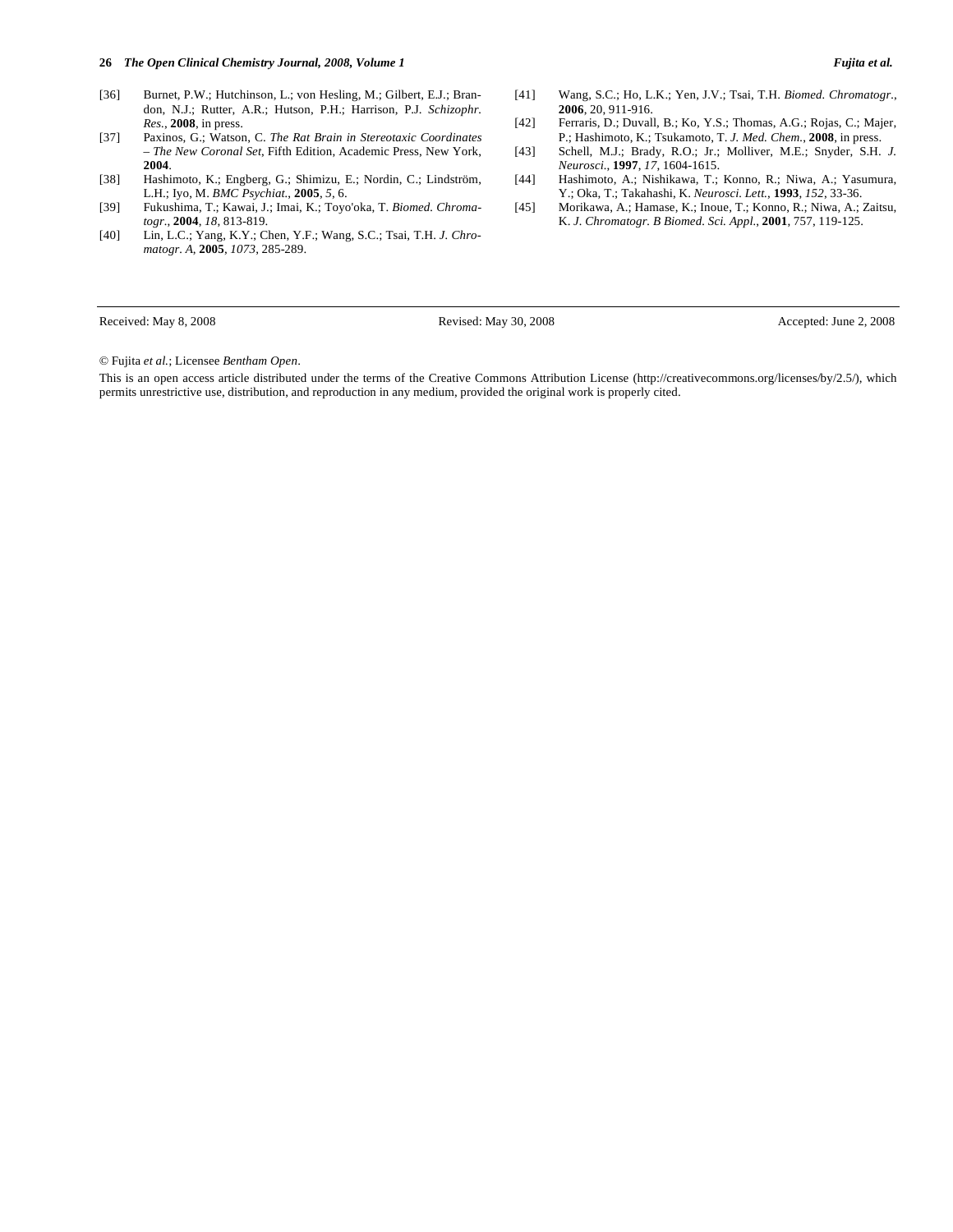[36] Burnet, P.W.; Hutchinson, L.; von Hesling, M.; Gilbert, E.J.; Brandon, N.J.; Rutter, A.R.; Hutson, P.H.; Harrison, P.J. *Schizophr. Res.*, **2008**, in press.

[37] Paxinos, G.; Watson, C. *The Rat Brain in Stereotaxic Coordinates – The New Coronal Set*, Fifth Edition, Academic Press, New York, **2004**.

[38] Hashimoto, K.; Engberg, G.; Shimizu, E.; Nordin, C.; Lindström, L.H.; Iyo, M. *BMC Psychiat.*, **2005**, *5*, 6.

[39] Fukushima, T.; Kawai, J.; Imai, K.; Toyo'oka, T. *Biomed. Chromatogr.*, **2004**, *18*, 813-819.

[40] Lin, L.C.; Yang, K.Y.; Chen, Y.F.; Wang, S.C.; Tsai, T.H. *J. Chromatogr. A*, **2005**, *1073*, 285-289.

[41] Wang, S.C.; Ho, L.K.; Yen, J.V.; Tsai, T.H. *Biomed. Chromatogr.*, **2006**, 20, 911-916.

[42] Ferraris, D.; Duvall, B.; Ko, Y.S.; Thomas, A.G.; Rojas, C.; Majer, P.; Hashimoto, K.; Tsukamoto, T. *J. Med. Chem.*, **2008**, in press.

[43] Schell, M.J.; Brady, R.O.; Jr.; Molliver, M.E.; Snyder, S.H. *J. Neurosci.*, **1997**, *17*, 1604-1615.

[44] Hashimoto, A.; Nishikawa, T.; Konno, R.; Niwa, A.; Yasumura, Y.; Oka, T.; Takahashi, K. *Neurosci. Lett.*, **1993**, *152*, 33-36.

[45] Morikawa, A.; Hamase, K.; Inoue, T.; Konno, R.; Niwa, A.; Zaitsu, K. *J. Chromatogr. B Biomed. Sci. Appl.*, **2001**, 757, 119-125.

Received: May 8, 2008 Revised: May 30, 2008 Accepted: June 2, 2008

© Fujita *et al.*; Licensee *Bentham Open*.

This is an open access article distributed under the terms of the Creative Commons Attribution License (http://creativecommons.org/licenses/by/2.5/), which permits unrestrictive use, distribution, and reproduction in any medium, provided the original work is properly cited.